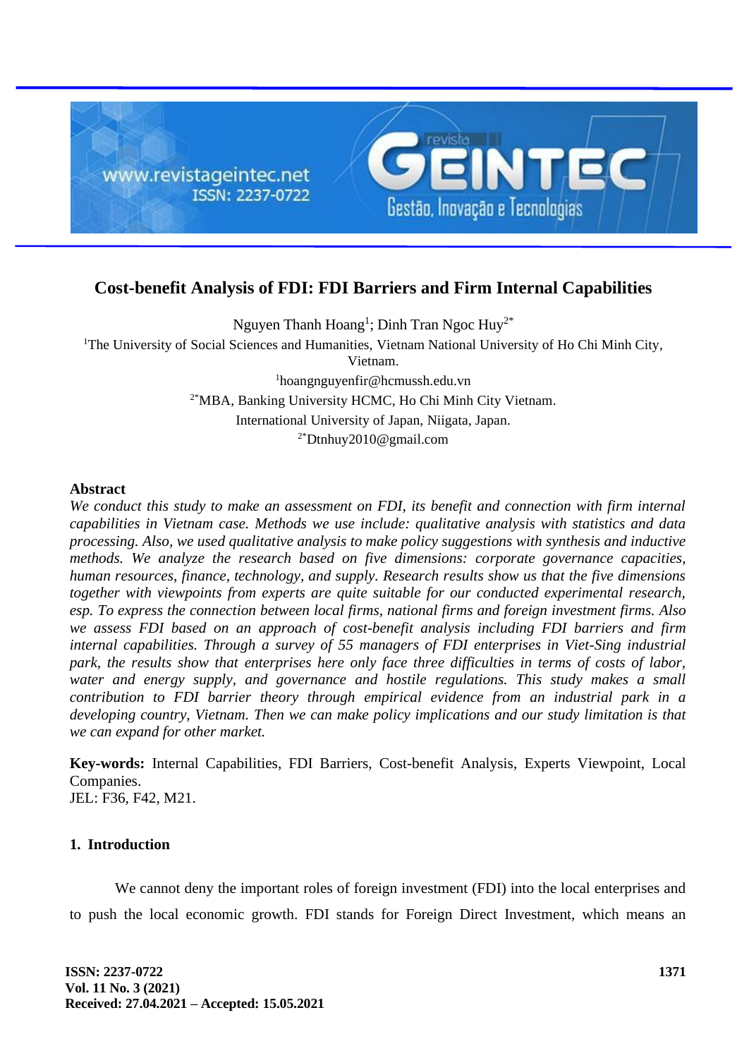# Cost-benefit Analysis of FDI: FDI Barriers and Firm Internal Capabilities

Nguyen Thanh Hoang[1]; Dinh Tran Ngoc Huy[2*]

[1]The University of Social Sciences and Humanities, Vietnam National University of Ho Chi Minh City, Vietnam.

[1]hoangnguyenfir@hcmussh.edu.vn

[2*]MBA, Banking University HCMC, Ho Chi Minh City Vietnam.

International University of Japan, Niigata, Japan.

[2*]Dtnhuy2010@gmail.com

## Abstract

*We conduct this study to make an assessment on FDI, its benefit and connection with firm internal capabilities in Vietnam case. Methods we use include: qualitative analysis with statistics and data processing. Also, we used qualitative analysis to make policy suggestions with synthesis and inductive methods. We analyze the research based on five dimensions: corporate governance capacities, human resources, finance, technology, and supply. Research results show us that the five dimensions together with viewpoints from experts are quite suitable for our conducted experimental research, esp. To express the connection between local firms, national firms and foreign investment firms. Also we assess FDI based on an approach of cost-benefit analysis including FDI barriers and firm internal capabilities. Through a survey of 55 managers of FDI enterprises in Viet-Sing industrial park, the results show that enterprises here only face three difficulties in terms of costs of labor, water and energy supply, and governance and hostile regulations. This study makes a small contribution to FDI barrier theory through empirical evidence from an industrial park in a developing country, Vietnam. Then we can make policy implications and our study limitation is that we can expand for other market.*

**Key-words:** Internal Capabilities, FDI Barriers, Cost-benefit Analysis, Experts Viewpoint, Local Companies.

JEL: F36, F42, M21.

## 1. Introduction

We cannot deny the important roles of foreign investment (FDI) into the local enterprises and to push the local economic growth. FDI stands for Foreign Direct Investment, which means an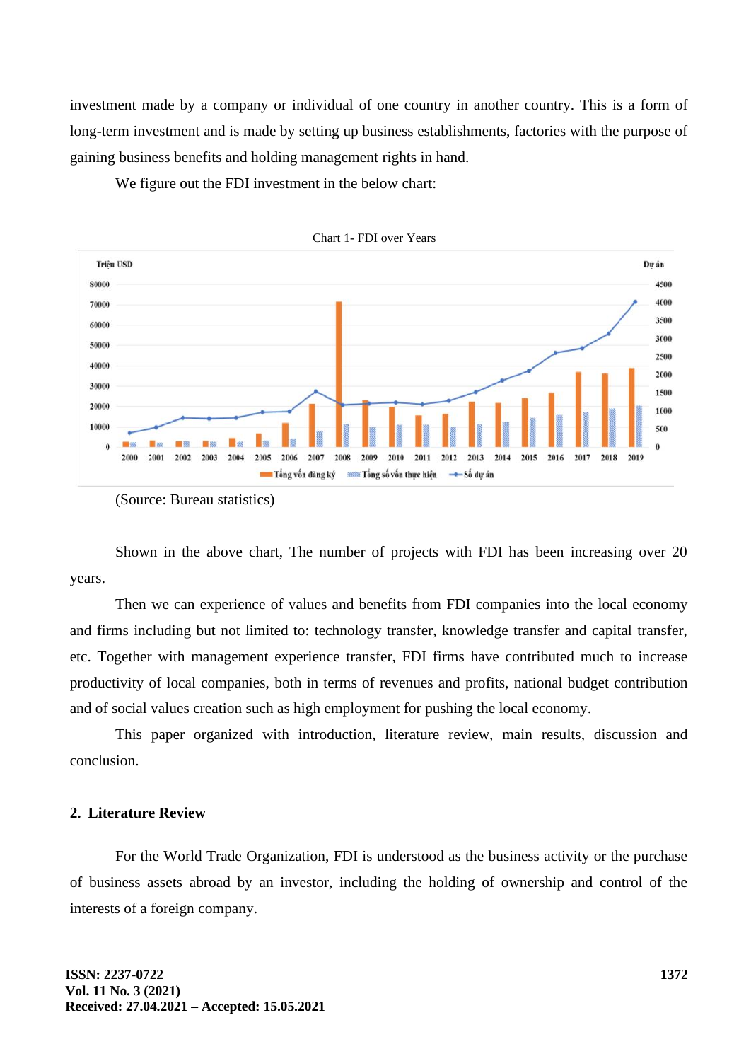investment made by a company or individual of one country in another country. This is a form of long-term investment and is made by setting up business establishments, factories with the purpose of gaining business benefits and holding management rights in hand.

We figure out the FDI investment in the below chart:

Chart 1- FDI over Years

(Source: Bureau statistics)

Shown in the above chart, The number of projects with FDI has been increasing over 20 years.

Then we can experience of values and benefits from FDI companies into the local economy and firms including but not limited to: technology transfer, knowledge transfer and capital transfer, etc. Together with management experience transfer, FDI firms have contributed much to increase productivity of local companies, both in terms of revenues and profits, national budget contribution and of social values creation such as high employment for pushing the local economy.

This paper organized with introduction, literature review, main results, discussion and conclusion.

## 2. Literature Review

For the World Trade Organization, FDI is understood as the business activity or the purchase of business assets abroad by an investor, including the holding of ownership and control of the interests of a foreign company.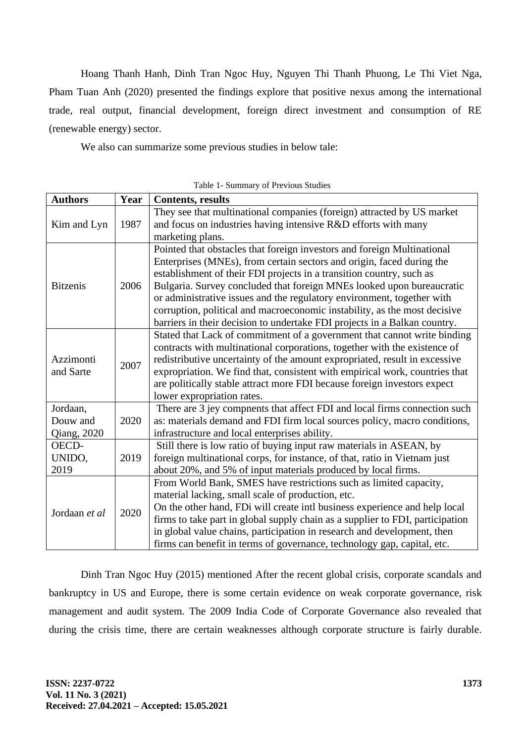Hoang Thanh Hanh, Dinh Tran Ngoc Huy, Nguyen Thi Thanh Phuong, Le Thi Viet Nga, Pham Tuan Anh (2020) presented the findings explore that positive nexus among the international trade, real output, financial development, foreign direct investment and consumption of RE (renewable energy) sector.

We also can summarize some previous studies in below tale:

Table 1- Summary of Previous Studies

| **Authors** | **Year** | **Contents, results** |
|---|---|---|
| Kim and Lyn | 1987 | They see that multinational companies (foreign) attracted by US market and focus on industries having intensive R&D efforts with many marketing plans. |
| Bitzenis | 2006 | Pointed that obstacles that foreign investors and foreign Multinational Enterprises (MNEs), from certain sectors and origin, faced during the establishment of their FDI projects in a transition country, such as Bulgaria. Survey concluded that foreign MNEs looked upon bureaucratic or administrative issues and the regulatory environment, together with corruption, political and macroeconomic instability, as the most decisive barriers in their decision to undertake FDI projects in a Balkan country. |
| Azzimonti and Sarte | 2007 | Stated that Lack of commitment of a government that cannot write binding contracts with multinational corporations, together with the existence of redistributive uncertainty of the amount expropriated, result in excessive expropriation. We find that, consistent with empirical work, countries that are politically stable attract more FDI because foreign investors expect lower expropriation rates. |
| Jordaan, Douw and Qiang, 2020 | 2020 | There are 3 jey compnents that affect FDI and local firms connection such as: materials demand and FDI firm local sources policy, macro conditions, infrastructure and local enterprises ability. |
| OECD-UNIDO, 2019 | 2019 | Still there is low ratio of buying input raw materials in ASEAN, by foreign multinational corps, for instance, of that, ratio in Vietnam just about 20%, and 5% of input materials produced by local firms. |
| Jordaan *et al* | 2020 | From World Bank, SMES have restrictions such as limited capacity, material lacking, small scale of production, etc.<br>On the other hand, FDi will create intl business experience and help local firms to take part in global supply chain as a supplier to FDI, participation in global value chains, participation in research and development, then firms can benefit in terms of governance, technology gap, capital, etc. |

Dinh Tran Ngoc Huy (2015) mentioned After the recent global crisis, corporate scandals and bankruptcy in US and Europe, there is some certain evidence on weak corporate governance, risk management and audit system. The 2009 India Code of Corporate Governance also revealed that during the crisis time, there are certain weaknesses although corporate structure is fairly durable.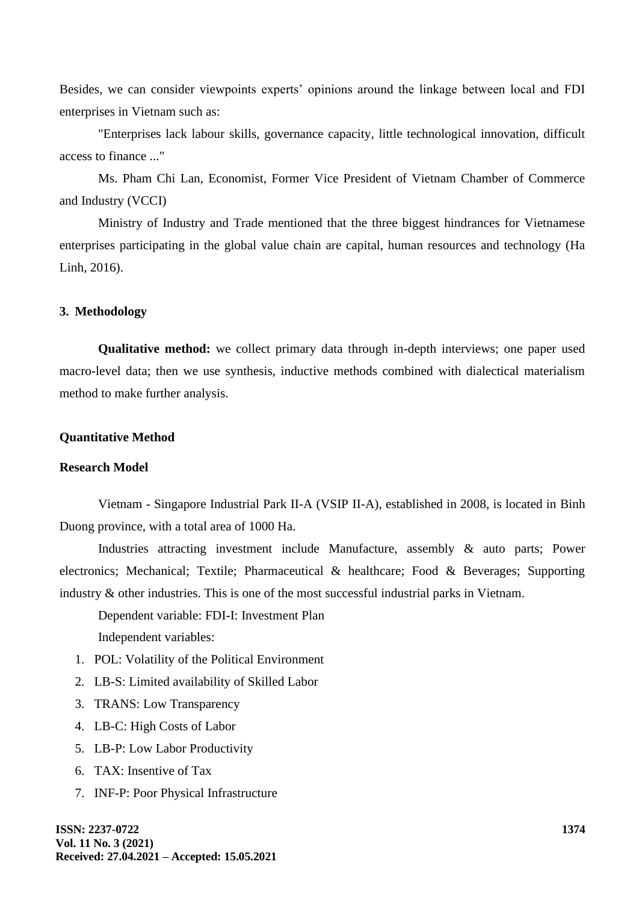Besides, we can consider viewpoints experts' opinions around the linkage between local and FDI enterprises in Vietnam such as:

"Enterprises lack labour skills, governance capacity, little technological innovation, difficult access to finance ..."

Ms. Pham Chi Lan, Economist, Former Vice President of Vietnam Chamber of Commerce and Industry (VCCI)

Ministry of Industry and Trade mentioned that the three biggest hindrances for Vietnamese enterprises participating in the global value chain are capital, human resources and technology (Ha Linh, 2016).

## 3. Methodology

**Qualitative method:** we collect primary data through in-depth interviews; one paper used macro-level data; then we use synthesis, inductive methods combined with dialectical materialism method to make further analysis.

### Quantitative Method

### Research Model

Vietnam - Singapore Industrial Park II-A (VSIP II-A), established in 2008, is located in Binh Duong province, with a total area of 1000 Ha.

Industries attracting investment include Manufacture, assembly & auto parts; Power electronics; Mechanical; Textile; Pharmaceutical & healthcare; Food & Beverages; Supporting industry & other industries. This is one of the most successful industrial parks in Vietnam.

Dependent variable: FDI-I: Investment Plan

Independent variables:

1. POL: Volatility of the Political Environment
2. LB-S: Limited availability of Skilled Labor
3. TRANS: Low Transparency
4. LB-C: High Costs of Labor
5. LB-P: Low Labor Productivity
6. TAX: Insentive of Tax
7. INF-P: Poor Physical Infrastructure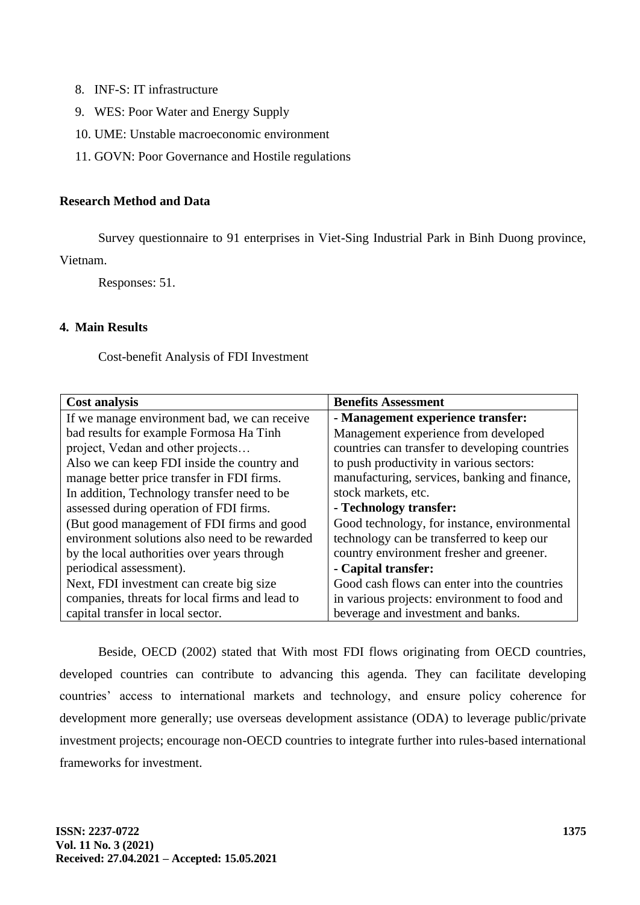8. INF-S: IT infrastructure
9. WES: Poor Water and Energy Supply
10. UME: Unstable macroeconomic environment
11. GOVN: Poor Governance and Hostile regulations

**Research Method and Data**

Survey questionnaire to 91 enterprises in Viet-Sing Industrial Park in Binh Duong province, Vietnam.

Responses: 51.

## 4. Main Results

Cost-benefit Analysis of FDI Investment

| **Cost analysis** | **Benefits Assessment** |
|---|---|
| If we manage environment bad, we can receive bad results for example Formosa Ha Tinh project, Vedan and other projects… Also we can keep FDI inside the country and manage better price transfer in FDI firms. In addition, Technology transfer need to be assessed during operation of FDI firms. (But good management of FDI firms and good environment solutions also need to be rewarded by the local authorities over years through periodical assessment). Next, FDI investment can create big size companies, threats for local firms and lead to capital transfer in local sector. | **- Management experience transfer:** Management experience from developed countries can transfer to developing countries to push productivity in various sectors: manufacturing, services, banking and finance, stock markets, etc. **- Technology transfer:** Good technology, for instance, environmental technology can be transferred to keep our country environment fresher and greener. **- Capital transfer:** Good cash flows can enter into the countries in various projects: environment to food and beverage and investment and banks. |

Beside, OECD (2002) stated that With most FDI flows originating from OECD countries, developed countries can contribute to advancing this agenda. They can facilitate developing countries' access to international markets and technology, and ensure policy coherence for development more generally; use overseas development assistance (ODA) to leverage public/private investment projects; encourage non-OECD countries to integrate further into rules-based international frameworks for investment.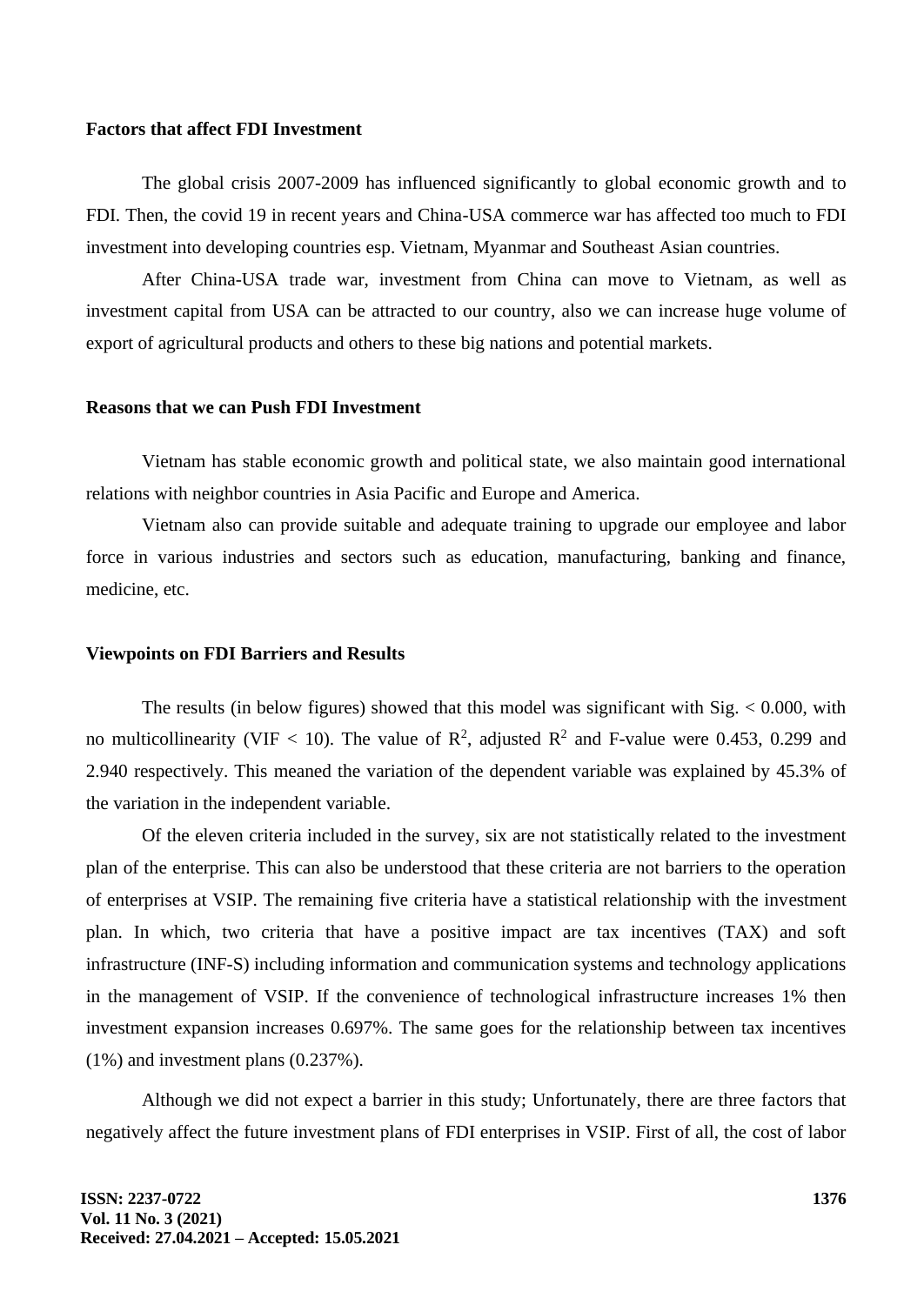**Factors that affect FDI Investment**

The global crisis 2007-2009 has influenced significantly to global economic growth and to FDI. Then, the covid 19 in recent years and China-USA commerce war has affected too much to FDI investment into developing countries esp. Vietnam, Myanmar and Southeast Asian countries.

After China-USA trade war, investment from China can move to Vietnam, as well as investment capital from USA can be attracted to our country, also we can increase huge volume of export of agricultural products and others to these big nations and potential markets.

**Reasons that we can Push FDI Investment**

Vietnam has stable economic growth and political state, we also maintain good international relations with neighbor countries in Asia Pacific and Europe and America.

Vietnam also can provide suitable and adequate training to upgrade our employee and labor force in various industries and sectors such as education, manufacturing, banking and finance, medicine, etc.

**Viewpoints on FDI Barriers and Results**

The results (in below figures) showed that this model was significant with Sig. < 0.000, with no multicollinearity (VIF < 10). The value of $R^2$, adjusted $R^2$ and F-value were 0.453, 0.299 and 2.940 respectively. This meaned the variation of the dependent variable was explained by 45.3% of the variation in the independent variable.

Of the eleven criteria included in the survey, six are not statistically related to the investment plan of the enterprise. This can also be understood that these criteria are not barriers to the operation of enterprises at VSIP. The remaining five criteria have a statistical relationship with the investment plan. In which, two criteria that have a positive impact are tax incentives (TAX) and soft infrastructure (INF-S) including information and communication systems and technology applications in the management of VSIP. If the convenience of technological infrastructure increases 1% then investment expansion increases 0.697%. The same goes for the relationship between tax incentives (1%) and investment plans (0.237%).

Although we did not expect a barrier in this study; Unfortunately, there are three factors that negatively affect the future investment plans of FDI enterprises in VSIP. First of all, the cost of labor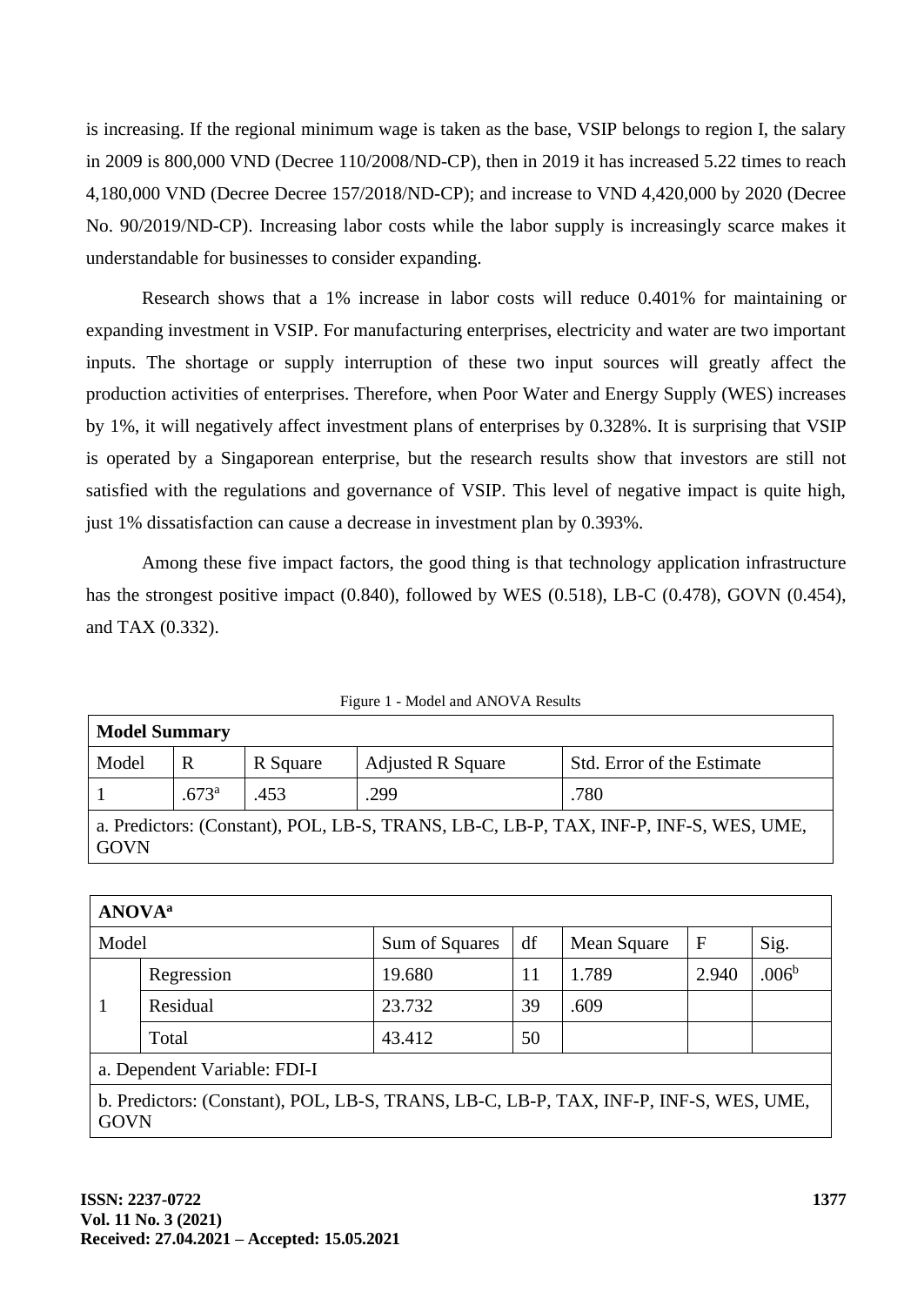is increasing. If the regional minimum wage is taken as the base, VSIP belongs to region I, the salary in 2009 is 800,000 VND (Decree 110/2008/ND-CP), then in 2019 it has increased 5.22 times to reach 4,180,000 VND (Decree Decree 157/2018/ND-CP); and increase to VND 4,420,000 by 2020 (Decree No. 90/2019/ND-CP). Increasing labor costs while the labor supply is increasingly scarce makes it understandable for businesses to consider expanding.

Research shows that a 1% increase in labor costs will reduce 0.401% for maintaining or expanding investment in VSIP. For manufacturing enterprises, electricity and water are two important inputs. The shortage or supply interruption of these two input sources will greatly affect the production activities of enterprises. Therefore, when Poor Water and Energy Supply (WES) increases by 1%, it will negatively affect investment plans of enterprises by 0.328%. It is surprising that VSIP is operated by a Singaporean enterprise, but the research results show that investors are still not satisfied with the regulations and governance of VSIP. This level of negative impact is quite high, just 1% dissatisfaction can cause a decrease in investment plan by 0.393%.

Among these five impact factors, the good thing is that technology application infrastructure has the strongest positive impact (0.840), followed by WES (0.518), LB-C (0.478), GOVN (0.454), and TAX (0.332).

Figure 1 - Model and ANOVA Results

| **Model Summary** | | | | |
|---|---|---|---|---|
| Model | R | R Square | Adjusted R Square | Std. Error of the Estimate |
| 1 | .673[a] | .453 | .299 | .780 |
| a. Predictors: (Constant), POL, LB-S, TRANS, LB-C, LB-P, TAX, INF-P, INF-S, WES, UME, GOVN | | | | |

| **ANOVA[a]** | | | | | | |
|---|---|---|---|---|---|---|
| Model | | Sum of Squares | df | Mean Square | F | Sig. |
| 1 | Regression | 19.680 | 11 | 1.789 | 2.940 | .006[b] |
| | Residual | 23.732 | 39 | .609 | | |
| | Total | 43.412 | 50 | | | |
| a. Dependent Variable: FDI-I | | | | | | |
| b. Predictors: (Constant), POL, LB-S, TRANS, LB-C, LB-P, TAX, INF-P, INF-S, WES, UME, GOVN | | | | | | |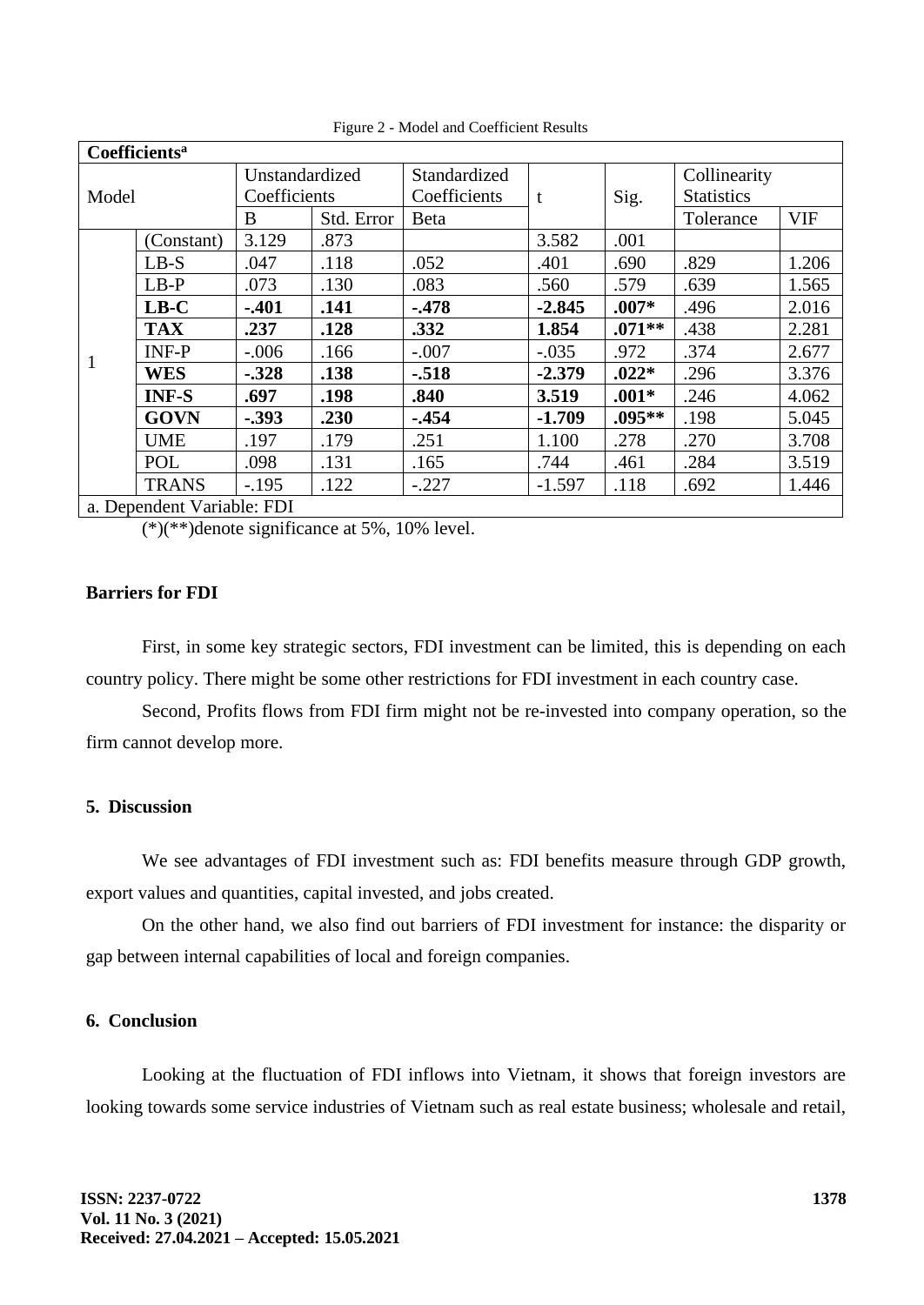Figure 2 - Model and Coefficient Results

| Coefficients[a] | | | | | | | | |
|---|---|---|---|---|---|---|---|---|
| Model | | Unstandardized Coefficients | | Standardized Coefficients | t | Sig. | Collinearity Statistics | |
| | | B | Std. Error | Beta | | | Tolerance | VIF |
| 1 | (Constant) | 3.129 | .873 | | 3.582 | .001 | | |
| | LB-S | .047 | .118 | .052 | .401 | .690 | .829 | 1.206 |
| | LB-P | .073 | .130 | .083 | .560 | .579 | .639 | 1.565 |
| | **LB-C** | **-.401** | **.141** | **-.478** | **-2.845** | **.007*** | .496 | 2.016 |
| | **TAX** | **.237** | **.128** | **.332** | **1.854** | **.071**** | .438 | 2.281 |
| | INF-P | -.006 | .166 | -.007 | -.035 | .972 | .374 | 2.677 |
| | **WES** | **-.328** | **.138** | **-.518** | **-2.379** | **.022*** | .296 | 3.376 |
| | **INF-S** | **.697** | **.198** | **.840** | **3.519** | **.001*** | .246 | 4.062 |
| | **GOVN** | **-.393** | **.230** | **-.454** | **-1.709** | **.095**** | .198 | 5.045 |
| | UME | .197 | .179 | .251 | 1.100 | .278 | .270 | 3.708 |
| | POL | .098 | .131 | .165 | .744 | .461 | .284 | 3.519 |
| | TRANS | -.195 | .122 | -.227 | -1.597 | .118 | .692 | 1.446 |

a. Dependent Variable: FDI

(*)(**)denote significance at 5%, 10% level.

**Barriers for FDI**

First, in some key strategic sectors, FDI investment can be limited, this is depending on each country policy. There might be some other restrictions for FDI investment in each country case.

Second, Profits flows from FDI firm might not be re-invested into company operation, so the firm cannot develop more.

## 5. Discussion

We see advantages of FDI investment such as: FDI benefits measure through GDP growth, export values and quantities, capital invested, and jobs created.

On the other hand, we also find out barriers of FDI investment for instance: the disparity or gap between internal capabilities of local and foreign companies.

## 6. Conclusion

Looking at the fluctuation of FDI inflows into Vietnam, it shows that foreign investors are looking towards some service industries of Vietnam such as real estate business; wholesale and retail,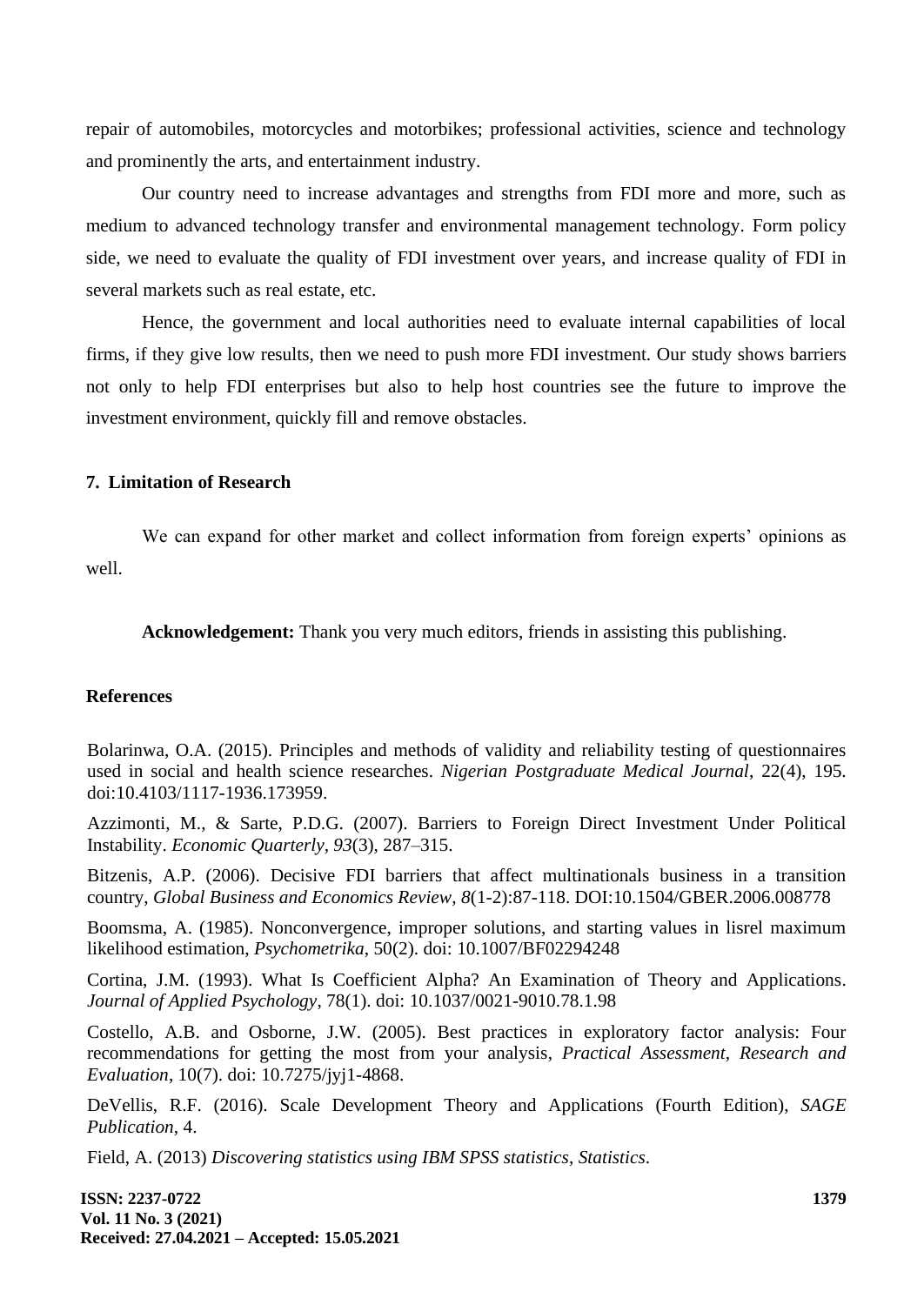repair of automobiles, motorcycles and motorbikes; professional activities, science and technology and prominently the arts, and entertainment industry.

Our country need to increase advantages and strengths from FDI more and more, such as medium to advanced technology transfer and environmental management technology. Form policy side, we need to evaluate the quality of FDI investment over years, and increase quality of FDI in several markets such as real estate, etc.

Hence, the government and local authorities need to evaluate internal capabilities of local firms, if they give low results, then we need to push more FDI investment. Our study shows barriers not only to help FDI enterprises but also to help host countries see the future to improve the investment environment, quickly fill and remove obstacles.

## 7. Limitation of Research

We can expand for other market and collect information from foreign experts' opinions as well.

**Acknowledgement:** Thank you very much editors, friends in assisting this publishing.

## References

Bolarinwa, O.A. (2015). Principles and methods of validity and reliability testing of questionnaires used in social and health science researches. *Nigerian Postgraduate Medical Journal*, 22(4), 195. doi:10.4103/1117-1936.173959.

Azzimonti, M., & Sarte, P.D.G. (2007). Barriers to Foreign Direct Investment Under Political Instability. *Economic Quarterly*, *93*(3), 287–315.

Bitzenis, A.P. (2006). Decisive FDI barriers that affect multinationals business in a transition country, *Global Business and Economics Review, 8*(1-2):87-118. DOI:10.1504/GBER.2006.008778

Boomsma, A. (1985). Nonconvergence, improper solutions, and starting values in lisrel maximum likelihood estimation, *Psychometrika*, 50(2). doi: 10.1007/BF02294248

Cortina, J.M. (1993). What Is Coefficient Alpha? An Examination of Theory and Applications. *Journal of Applied Psychology*, 78(1). doi: 10.1037/0021-9010.78.1.98

Costello, A.B. and Osborne, J.W. (2005). Best practices in exploratory factor analysis: Four recommendations for getting the most from your analysis, *Practical Assessment, Research and Evaluation*, 10(7). doi: 10.7275/jyj1-4868.

DeVellis, R.F. (2016). Scale Development Theory and Applications (Fourth Edition), *SAGE Publication*, 4.

Field, A. (2013) *Discovering statistics using IBM SPSS statistics*, *Statistics*.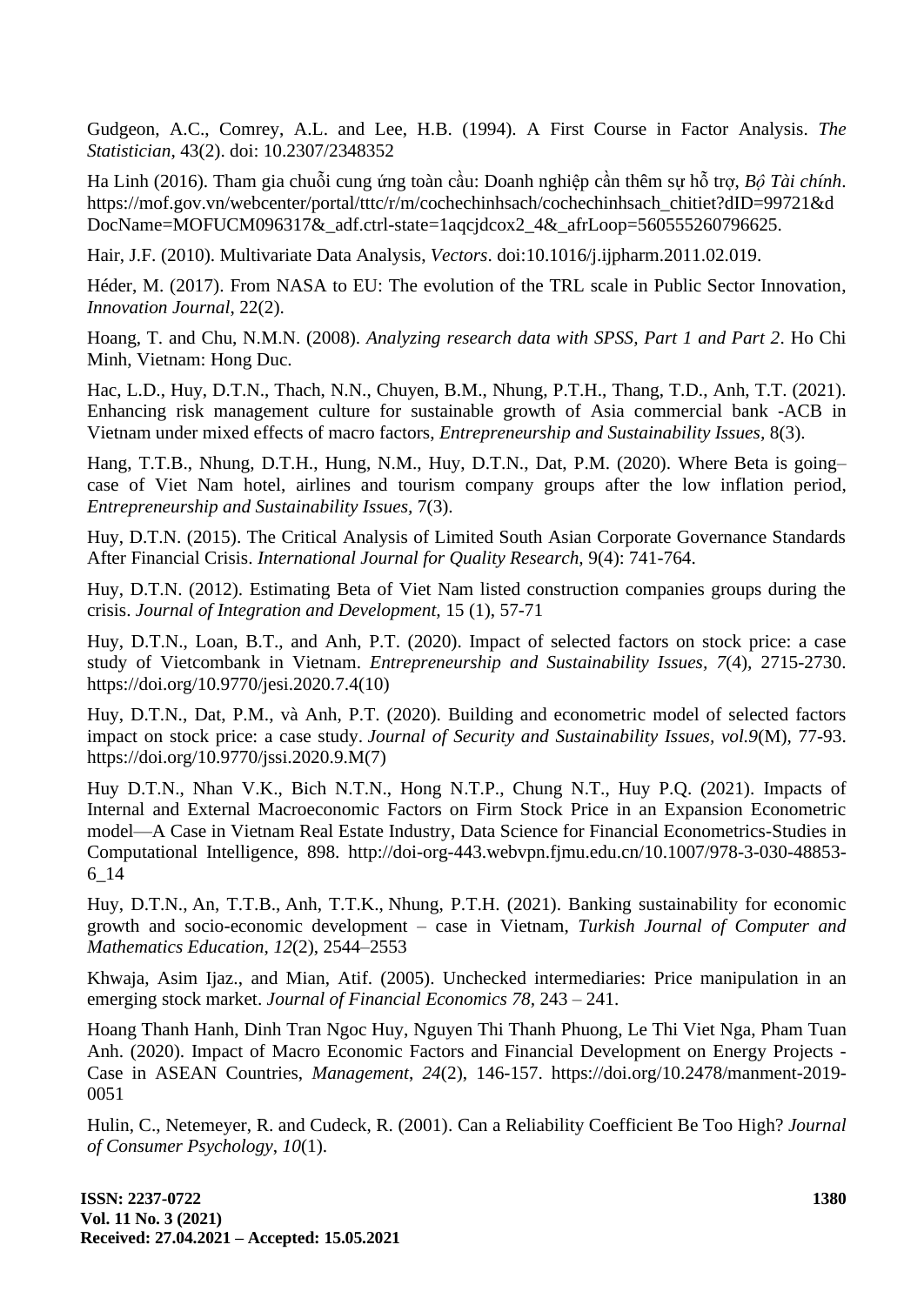Gudgeon, A.C., Comrey, A.L. and Lee, H.B. (1994). A First Course in Factor Analysis. *The Statistician*, 43(2). doi: 10.2307/2348352

Ha Linh (2016). Tham gia chuỗi cung ứng toàn cầu: Doanh nghiệp cần thêm sự hỗ trợ, *Bộ Tài chính*. https://mof.gov.vn/webcenter/portal/tttc/r/m/cochechinhsach/cochechinhsach_chitiet?dID=99721&dDocName=MOFUCM096317&_adf.ctrl-state=1aqcjdcox2_4&_afrLoop=560555260796625.

Hair, J.F. (2010). Multivariate Data Analysis, *Vectors*. doi:10.1016/j.ijpharm.2011.02.019.

Héder, M. (2017). From NASA to EU: The evolution of the TRL scale in Public Sector Innovation, *Innovation Journal*, 22(2).

Hoang, T. and Chu, N.M.N. (2008). *Analyzing research data with SPSS, Part 1 and Part 2*. Ho Chi Minh, Vietnam: Hong Duc.

Hac, L.D., Huy, D.T.N., Thach, N.N., Chuyen, B.M., Nhung, P.T.H., Thang, T.D., Anh, T.T. (2021). Enhancing risk management culture for sustainable growth of Asia commercial bank -ACB in Vietnam under mixed effects of macro factors, *Entrepreneurship and Sustainability Issues*, 8(3).

Hang, T.T.B., Nhung, D.T.H., Hung, N.M., Huy, D.T.N., Dat, P.M. (2020). Where Beta is going– case of Viet Nam hotel, airlines and tourism company groups after the low inflation period, *Entrepreneurship and Sustainability Issues*, 7(3).

Huy, D.T.N. (2015). The Critical Analysis of Limited South Asian Corporate Governance Standards After Financial Crisis. *International Journal for Quality Research,* 9(4): 741-764.

Huy, D.T.N. (2012). Estimating Beta of Viet Nam listed construction companies groups during the crisis. *Journal of Integration and Development*, 15 (1), 57-71

Huy, D.T.N., Loan, B.T., and Anh, P.T. (2020). Impact of selected factors on stock price: a case study of Vietcombank in Vietnam. *Entrepreneurship and Sustainability Issues*, *7*(4), 2715-2730. https://doi.org/10.9770/jesi.2020.7.4(10)

Huy, D.T.N., Dat, P.M., và Anh, P.T. (2020). Building and econometric model of selected factors impact on stock price: a case study. *Journal of Security and Sustainability Issues, vol.9*(M), 77-93. https://doi.org/10.9770/jssi.2020.9.M(7)

Huy D.T.N., Nhan V.K., Bich N.T.N., Hong N.T.P., Chung N.T., Huy P.Q. (2021). Impacts of Internal and External Macroeconomic Factors on Firm Stock Price in an Expansion Econometric model—A Case in Vietnam Real Estate Industry, Data Science for Financial Econometrics-Studies in Computational Intelligence, 898. http://doi-org-443.webvpn.fjmu.edu.cn/10.1007/978-3-030-48853-6_14

Huy, D.T.N., An, T.T.B., Anh, T.T.K., Nhung, P.T.H. (2021). Banking sustainability for economic growth and socio-economic development – case in Vietnam, *Turkish Journal of Computer and Mathematics Education*, *12*(2), 2544–2553

Khwaja, Asim Ijaz., and Mian, Atif. (2005). Unchecked intermediaries: Price manipulation in an emerging stock market. *Journal of Financial Economics 78,* 243 – 241.

Hoang Thanh Hanh, Dinh Tran Ngoc Huy, Nguyen Thi Thanh Phuong, Le Thi Viet Nga, Pham Tuan Anh. (2020). Impact of Macro Economic Factors and Financial Development on Energy Projects - Case in ASEAN Countries, *Management*, *24*(2), 146-157. https://doi.org/10.2478/manment-2019-0051

Hulin, C., Netemeyer, R. and Cudeck, R. (2001). Can a Reliability Coefficient Be Too High? *Journal of Consumer Psychology*, *10*(1).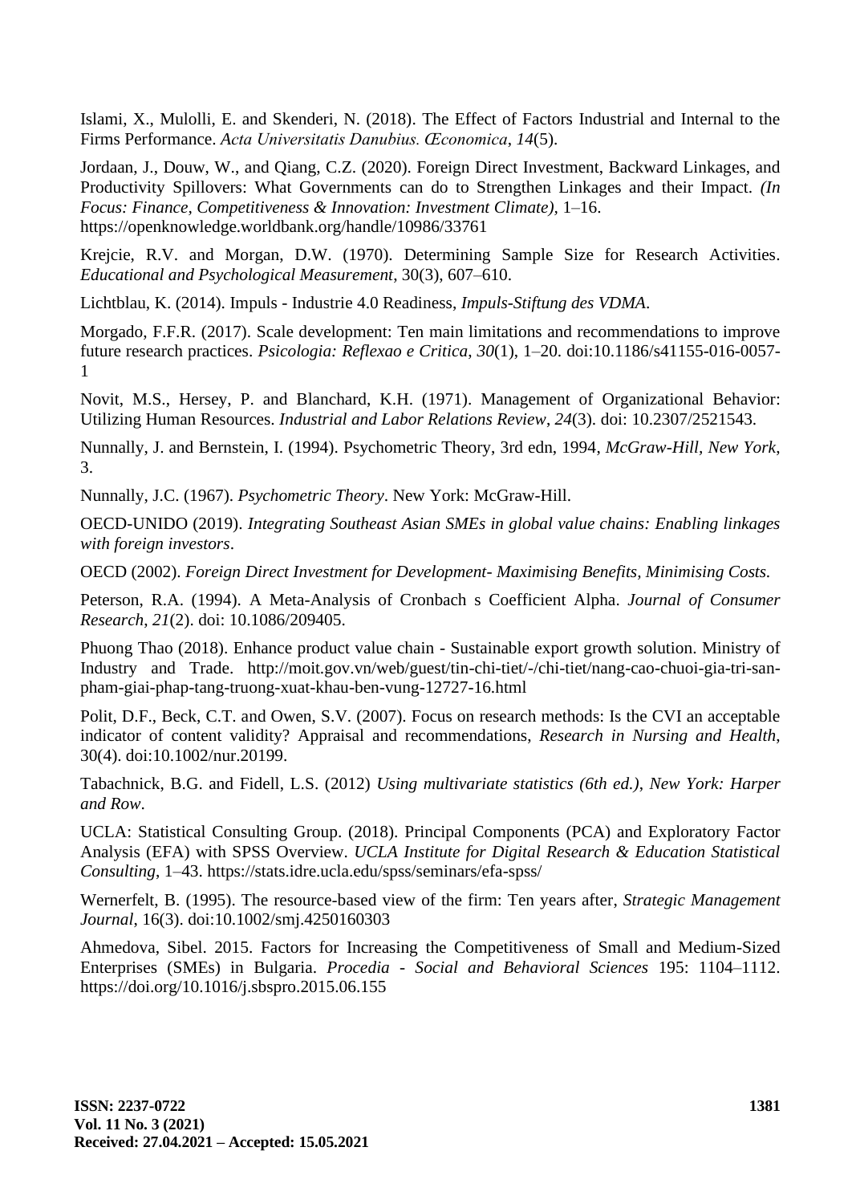Islami, X., Mulolli, E. and Skenderi, N. (2018). The Effect of Factors Industrial and Internal to the Firms Performance. *Acta Universitatis Danubius. Œconomica*, *14*(5).

Jordaan, J., Douw, W., and Qiang, C.Z. (2020). Foreign Direct Investment, Backward Linkages, and Productivity Spillovers: What Governments can do to Strengthen Linkages and their Impact. *(In Focus: Finance, Competitiveness & Innovation: Investment Climate)*, 1–16. https://openknowledge.worldbank.org/handle/10986/33761

Krejcie, R.V. and Morgan, D.W. (1970). Determining Sample Size for Research Activities. *Educational and Psychological Measurement*, 30(3), 607–610.

Lichtblau, K. (2014). Impuls - Industrie 4.0 Readiness, *Impuls-Stiftung des VDMA*.

Morgado, F.F.R. (2017). Scale development: Ten main limitations and recommendations to improve future research practices. *Psicologia: Reflexao e Critica*, *30*(1), 1–20. doi:10.1186/s41155-016-0057-1

Novit, M.S., Hersey, P. and Blanchard, K.H. (1971). Management of Organizational Behavior: Utilizing Human Resources. *Industrial and Labor Relations Review*, *24*(3). doi: 10.2307/2521543.

Nunnally, J. and Bernstein, I. (1994). Psychometric Theory, 3rd edn, 1994, *McGraw-Hill*, *New York*, 3.

Nunnally, J.C. (1967). *Psychometric Theory*. New York: McGraw-Hill.

OECD-UNIDO (2019). *Integrating Southeast Asian SMEs in global value chains: Enabling linkages with foreign investors*.

OECD (2002). *Foreign Direct Investment for Development- Maximising Benefits, Minimising Costs.*

Peterson, R.A. (1994). A Meta-Analysis of Cronbach s Coefficient Alpha. *Journal of Consumer Research*, *21*(2). doi: 10.1086/209405.

Phuong Thao (2018). Enhance product value chain - Sustainable export growth solution. Ministry of Industry and Trade. http://moit.gov.vn/web/guest/tin-chi-tiet/-/chi-tiet/nang-cao-chuoi-gia-tri-san-pham-giai-phap-tang-truong-xuat-khau-ben-vung-12727-16.html

Polit, D.F., Beck, C.T. and Owen, S.V. (2007). Focus on research methods: Is the CVI an acceptable indicator of content validity? Appraisal and recommendations, *Research in Nursing and Health*, 30(4). doi:10.1002/nur.20199.

Tabachnick, B.G. and Fidell, L.S. (2012) *Using multivariate statistics (6th ed.)*, *New York: Harper and Row*.

UCLA: Statistical Consulting Group. (2018). Principal Components (PCA) and Exploratory Factor Analysis (EFA) with SPSS Overview. *UCLA Institute for Digital Research & Education Statistical Consulting*, 1–43. https://stats.idre.ucla.edu/spss/seminars/efa-spss/

Wernerfelt, B. (1995). The resource-based view of the firm: Ten years after, *Strategic Management Journal*, 16(3). doi:10.1002/smj.4250160303

Ahmedova, Sibel. 2015. Factors for Increasing the Competitiveness of Small and Medium-Sized Enterprises (SMEs) in Bulgaria. *Procedia - Social and Behavioral Sciences* 195: 1104–1112. https://doi.org/10.1016/j.sbspro.2015.06.155